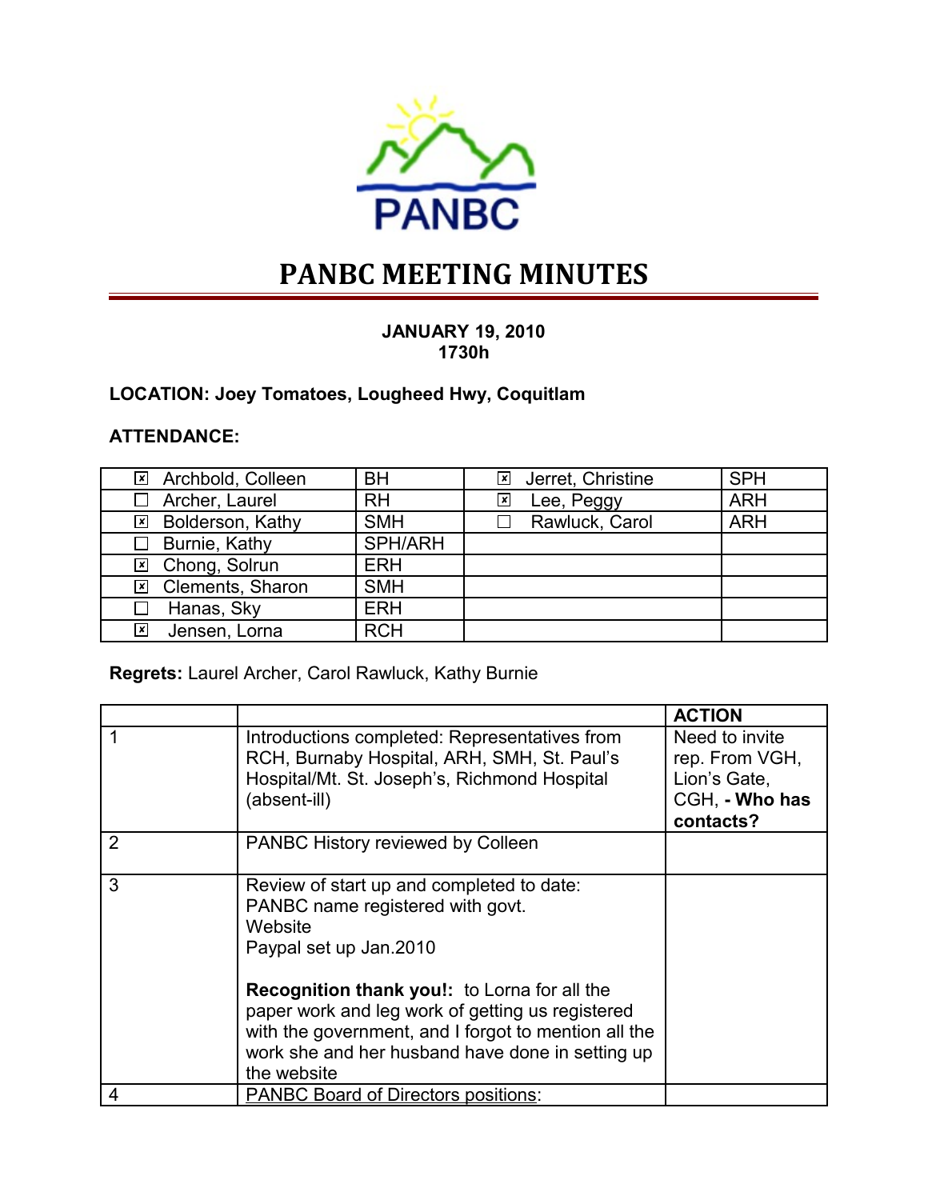PANBC

# PANBC MEETING MINUTES

**JANUARY 19, 2010**
**1730h**

**LOCATION: Joey Tomatoes, Lougheed Hwy, Coquitlam**

**ATTENDANCE:**

| | | | |
|---|---|---|---|
| ☒ Archbold, Colleen | BH | ☒ Jerret, Christine | SPH |
| ☐ Archer, Laurel | RH | ☒ Lee, Peggy | ARH |
| ☒ Bolderson, Kathy | SMH | ☐ Rawluck, Carol | ARH |
| ☐ Burnie, Kathy | SPH/ARH | | |
| ☒ Chong, Solrun | ERH | | |
| ☒ Clements, Sharon | SMH | | |
| ☐ Hanas, Sky | ERH | | |
| ☒ Jensen, Lorna | RCH | | |

**Regrets:** Laurel Archer, Carol Rawluck, Kathy Burnie

| | | **ACTION** |
|---|---|---|
| 1 | Introductions completed: Representatives from RCH, Burnaby Hospital, ARH, SMH, St. Paul's Hospital/Mt. St. Joseph's, Richmond Hospital (absent-ill) | Need to invite rep. From VGH, Lion's Gate, CGH, **- Who has contacts?** |
| 2 | PANBC History reviewed by Colleen | |
| 3 | Review of start up and completed to date:<br>PANBC name registered with govt.<br>Website<br>Paypal set up Jan.2010<br><br>**Recognition thank you!:** to Lorna for all the paper work and leg work of getting us registered with the government, and I forgot to mention all the work she and her husband have done in setting up the website | |
| 4 | <u>PANBC Board of Directors positions</u>: | |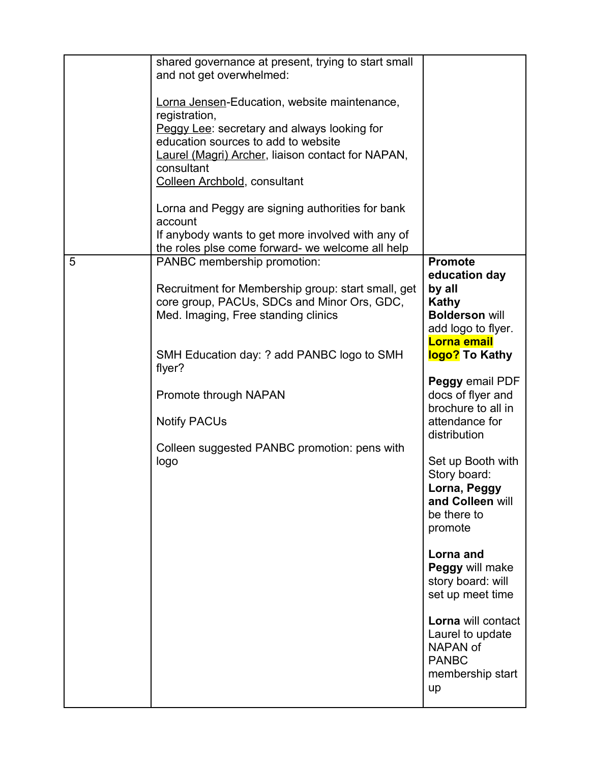| | | |
|---|---|---|
| | shared governance at present, trying to start small and not get overwhelmed:<br><br>Lorna Jensen-Education, website maintenance, registration,<br>Peggy Lee: secretary and always looking for education sources to add to website<br>Laurel (Magri) Archer, liaison contact for NAPAN, consultant<br>Colleen Archbold, consultant<br><br>Lorna and Peggy are signing authorities for bank account<br>If anybody wants to get more involved with any of the roles plse come forward- we welcome all help | |
| 5 | PANBC membership promotion:<br><br>Recruitment for Membership group: start small, get core group, PACUs, SDCs and Minor Ors, GDC, Med. Imaging, Free standing clinics<br><br>SMH Education day: ? add PANBC logo to SMH flyer?<br><br>Promote through NAPAN<br><br>Notify PACUs<br><br>Colleen suggested PANBC promotion: pens with logo | **Promote education day by all**<br>**Kathy Bolderson** will add logo to flyer. **Lorna email logo? To Kathy**<br><br>**Peggy** email PDF docs of flyer and brochure to all in attendance for distribution<br><br>Set up Booth with Story board: **Lorna, Peggy and Colleen** will be there to promote<br><br>**Lorna and Peggy** will make story board: will set up meet time<br><br>**Lorna** will contact Laurel to update NAPAN of PANBC membership start up |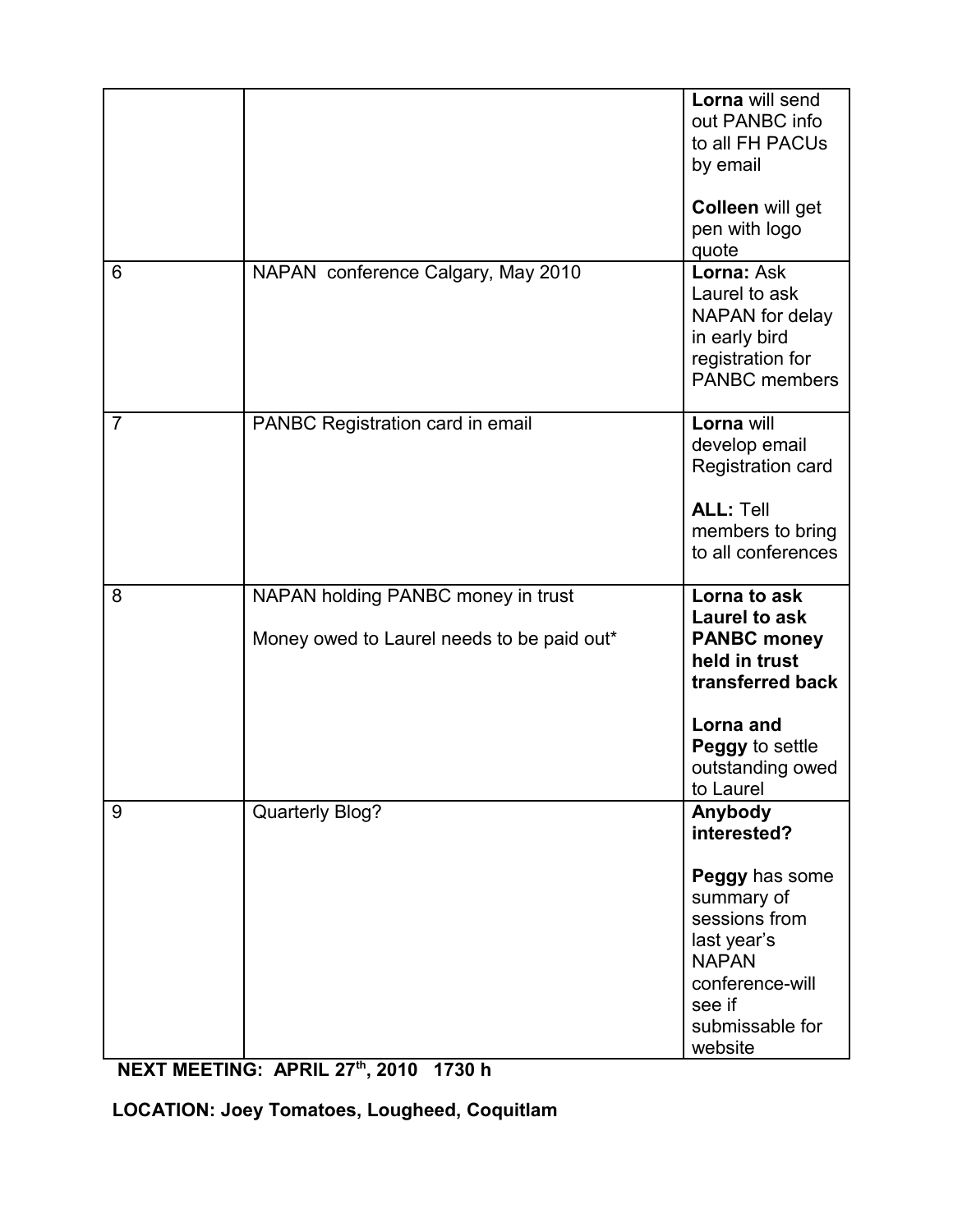| | | |
|---|---|---|
| | | **Lorna** will send out PANBC info to all FH PACUs by email<br><br>**Colleen** will get pen with logo quote |
| 6 | NAPAN conference Calgary, May 2010 | **Lorna:** Ask Laurel to ask NAPAN for delay in early bird registration for PANBC members |
| 7 | PANBC Registration card in email | **Lorna** will develop email Registration card<br><br>**ALL:** Tell members to bring to all conferences |
| 8 | NAPAN holding PANBC money in trust<br><br>Money owed to Laurel needs to be paid out* | **Lorna to ask Laurel to ask PANBC money held in trust transferred back**<br><br>**Lorna and Peggy** to settle outstanding owed to Laurel |
| 9 | Quarterly Blog? | **Anybody interested?**<br><br>**Peggy** has some summary of sessions from last year's NAPAN conference-will see if submissable for website |

**NEXT MEETING: APRIL 27th, 2010 1730 h**

**LOCATION: Joey Tomatoes, Lougheed, Coquitlam**